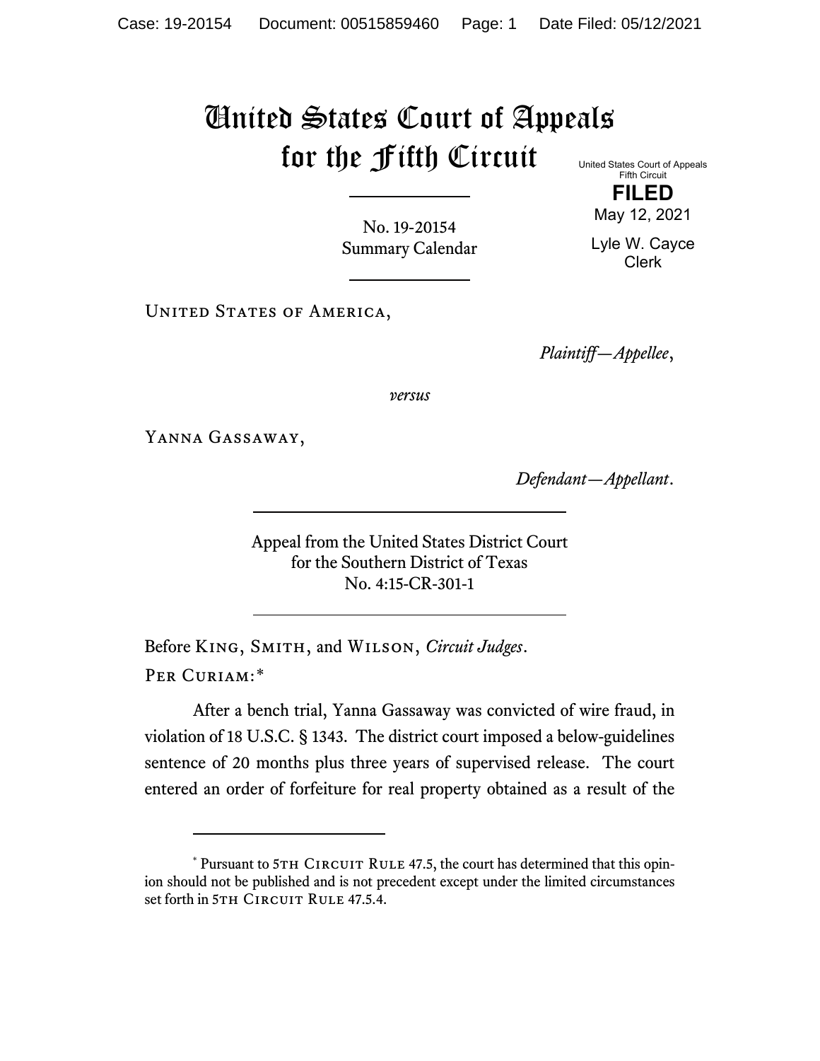# United States Court of Appeals for the Fifth Circuit

United States Court of Appeals
Fifth Circuit

**FILED**

May 12, 2021

Lyle W. Cayce
Clerk

No. 19-20154
Summary Calendar

United States of America,

*Plaintiff—Appellee*,

*versus*

Yanna Gassaway,

*Defendant—Appellant*.

Appeal from the United States District Court
for the Southern District of Texas
No. 4:15-CR-301-1

Before King, Smith, and Wilson, *Circuit Judges*.

Per Curiam:*

After a bench trial, Yanna Gassaway was convicted of wire fraud, in violation of 18 U.S.C. § 1343. The district court imposed a below-guidelines sentence of 20 months plus three years of supervised release. The court entered an order of forfeiture for real property obtained as a result of the

* Pursuant to 5th Circuit Rule 47.5, the court has determined that this opinion should not be published and is not precedent except under the limited circumstances set forth in 5th Circuit Rule 47.5.4.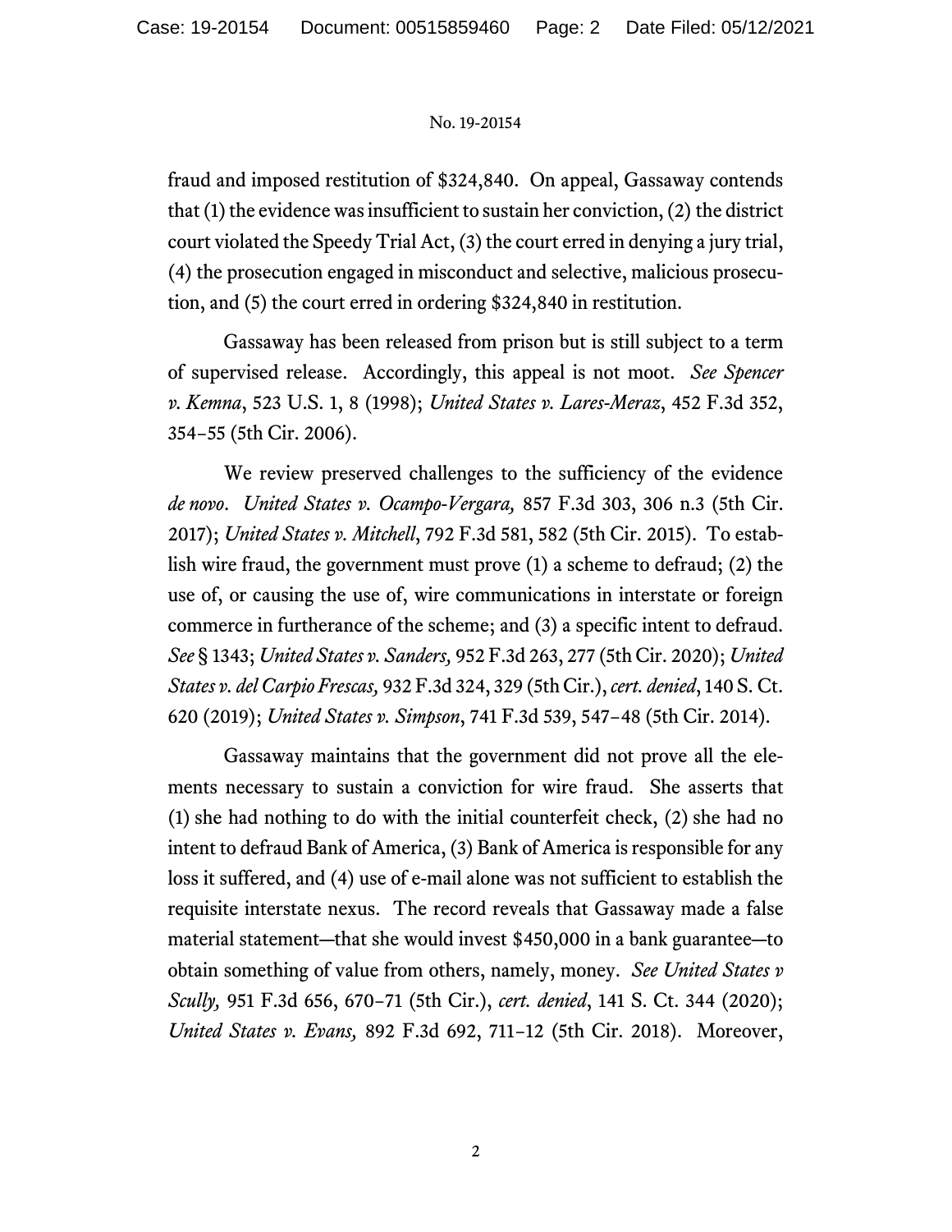fraud and imposed restitution of $324,840. On appeal, Gassaway contends that (1) the evidence was insufficient to sustain her conviction, (2) the district court violated the Speedy Trial Act, (3) the court erred in denying a jury trial, (4) the prosecution engaged in misconduct and selective, malicious prosecution, and (5) the court erred in ordering $324,840 in restitution.

Gassaway has been released from prison but is still subject to a term of supervised release. Accordingly, this appeal is not moot. *See Spencer v. Kemna*, 523 U.S. 1, 8 (1998); *United States v. Lares-Meraz*, 452 F.3d 352, 354–55 (5th Cir. 2006).

We review preserved challenges to the sufficiency of the evidence *de novo*. *United States v. Ocampo-Vergara,* 857 F.3d 303, 306 n.3 (5th Cir. 2017); *United States v. Mitchell*, 792 F.3d 581, 582 (5th Cir. 2015). To establish wire fraud, the government must prove (1) a scheme to defraud; (2) the use of, or causing the use of, wire communications in interstate or foreign commerce in furtherance of the scheme; and (3) a specific intent to defraud. *See* § 1343; *United States v. Sanders,* 952 F.3d 263, 277 (5th Cir. 2020); *United States v. del Carpio Frescas,* 932 F.3d 324, 329 (5th Cir.), *cert. denied*, 140 S. Ct. 620 (2019); *United States v. Simpson*, 741 F.3d 539, 547–48 (5th Cir. 2014).

Gassaway maintains that the government did not prove all the elements necessary to sustain a conviction for wire fraud. She asserts that (1) she had nothing to do with the initial counterfeit check, (2) she had no intent to defraud Bank of America, (3) Bank of America is responsible for any loss it suffered, and (4) use of e-mail alone was not sufficient to establish the requisite interstate nexus. The record reveals that Gassaway made a false material statement—that she would invest $450,000 in a bank guarantee—to obtain something of value from others, namely, money. *See United States v Scully,* 951 F.3d 656, 670–71 (5th Cir.), *cert. denied*, 141 S. Ct. 344 (2020); *United States v. Evans,* 892 F.3d 692, 711–12 (5th Cir. 2018). Moreover,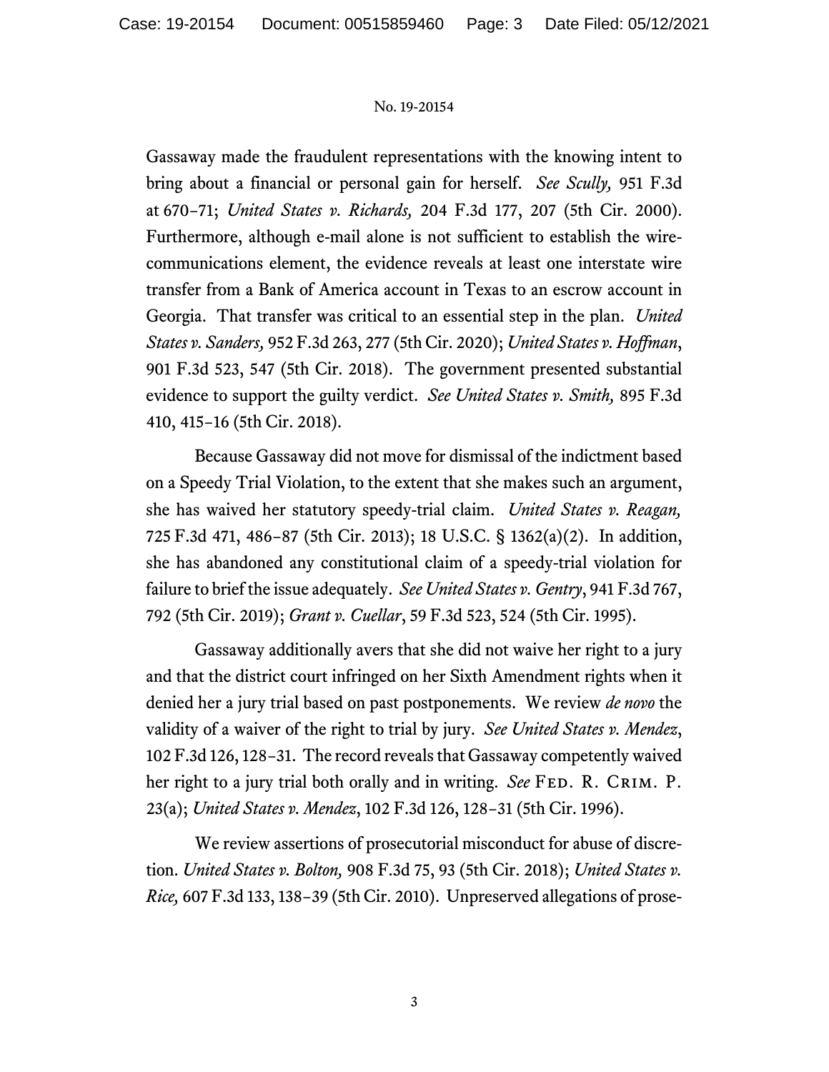Gassaway made the fraudulent representations with the knowing intent to bring about a financial or personal gain for herself. *See Scully,* 951 F.3d at 670–71; *United States v. Richards,* 204 F.3d 177, 207 (5th Cir. 2000). Furthermore, although e-mail alone is not sufficient to establish the wire-communications element, the evidence reveals at least one interstate wire transfer from a Bank of America account in Texas to an escrow account in Georgia. That transfer was critical to an essential step in the plan. *United States v. Sanders,* 952 F.3d 263, 277 (5th Cir. 2020); *United States v. Hoffman*, 901 F.3d 523, 547 (5th Cir. 2018). The government presented substantial evidence to support the guilty verdict. *See United States v. Smith,* 895 F.3d 410, 415–16 (5th Cir. 2018).

Because Gassaway did not move for dismissal of the indictment based on a Speedy Trial Violation, to the extent that she makes such an argument, she has waived her statutory speedy-trial claim. *United States v. Reagan,* 725 F.3d 471, 486–87 (5th Cir. 2013); 18 U.S.C. § 1362(a)(2). In addition, she has abandoned any constitutional claim of a speedy-trial violation for failure to brief the issue adequately. *See United States v. Gentry*, 941 F.3d 767, 792 (5th Cir. 2019); *Grant v. Cuellar*, 59 F.3d 523, 524 (5th Cir. 1995).

Gassaway additionally avers that she did not waive her right to a jury and that the district court infringed on her Sixth Amendment rights when it denied her a jury trial based on past postponements. We review *de novo* the validity of a waiver of the right to trial by jury. *See United States v. Mendez*, 102 F.3d 126, 128–31. The record reveals that Gassaway competently waived her right to a jury trial both orally and in writing. *See* FED. R. CRIM. P. 23(a); *United States v. Mendez*, 102 F.3d 126, 128–31 (5th Cir. 1996).

We review assertions of prosecutorial misconduct for abuse of discretion. *United States v. Bolton,* 908 F.3d 75, 93 (5th Cir. 2018); *United States v. Rice,* 607 F.3d 133, 138–39 (5th Cir. 2010). Unpreserved allegations of prose-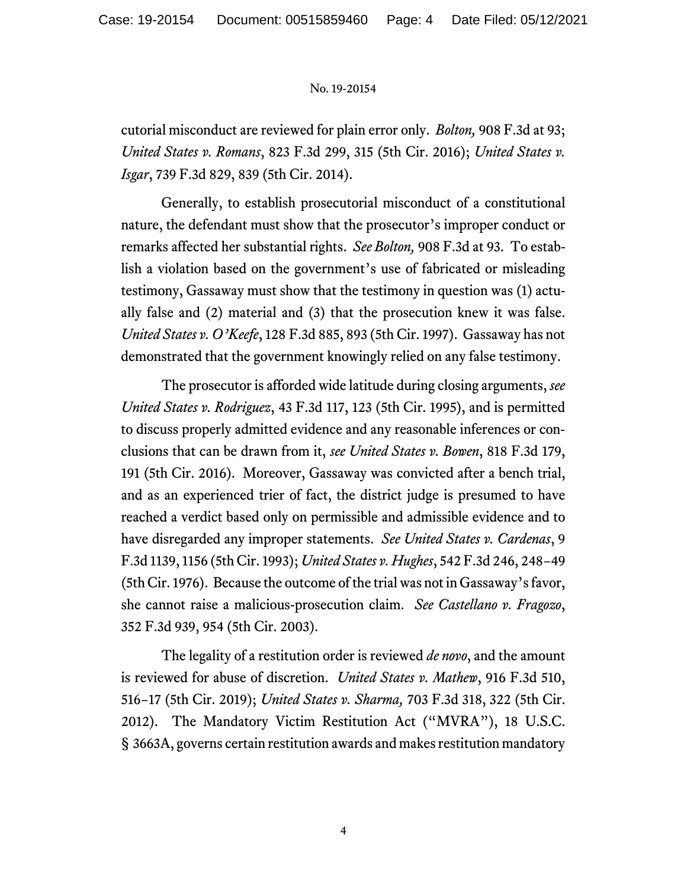cutorial misconduct are reviewed for plain error only. *Bolton,* 908 F.3d at 93; *United States v. Romans*, 823 F.3d 299, 315 (5th Cir. 2016); *United States v. Isgar*, 739 F.3d 829, 839 (5th Cir. 2014).

Generally, to establish prosecutorial misconduct of a constitutional nature, the defendant must show that the prosecutor's improper conduct or remarks affected her substantial rights. *See Bolton,* 908 F.3d at 93. To establish a violation based on the government's use of fabricated or misleading testimony, Gassaway must show that the testimony in question was (1) actually false and (2) material and (3) that the prosecution knew it was false. *United States v. O'Keefe*, 128 F.3d 885, 893 (5th Cir. 1997). Gassaway has not demonstrated that the government knowingly relied on any false testimony.

The prosecutor is afforded wide latitude during closing arguments, *see United States v. Rodriguez*, 43 F.3d 117, 123 (5th Cir. 1995), and is permitted to discuss properly admitted evidence and any reasonable inferences or conclusions that can be drawn from it, *see United States v. Bowen*, 818 F.3d 179, 191 (5th Cir. 2016). Moreover, Gassaway was convicted after a bench trial, and as an experienced trier of fact, the district judge is presumed to have reached a verdict based only on permissible and admissible evidence and to have disregarded any improper statements. *See United States v. Cardenas*, 9 F.3d 1139, 1156 (5th Cir. 1993); *United States v. Hughes*, 542 F.3d 246, 248–49 (5th Cir. 1976). Because the outcome of the trial was not in Gassaway's favor, she cannot raise a malicious-prosecution claim. *See Castellano v. Fragozo*, 352 F.3d 939, 954 (5th Cir. 2003).

The legality of a restitution order is reviewed *de novo*, and the amount is reviewed for abuse of discretion. *United States v. Mathew*, 916 F.3d 510, 516–17 (5th Cir. 2019); *United States v. Sharma,* 703 F.3d 318, 322 (5th Cir. 2012). The Mandatory Victim Restitution Act ("MVRA"), 18 U.S.C. § 3663A, governs certain restitution awards and makes restitution mandatory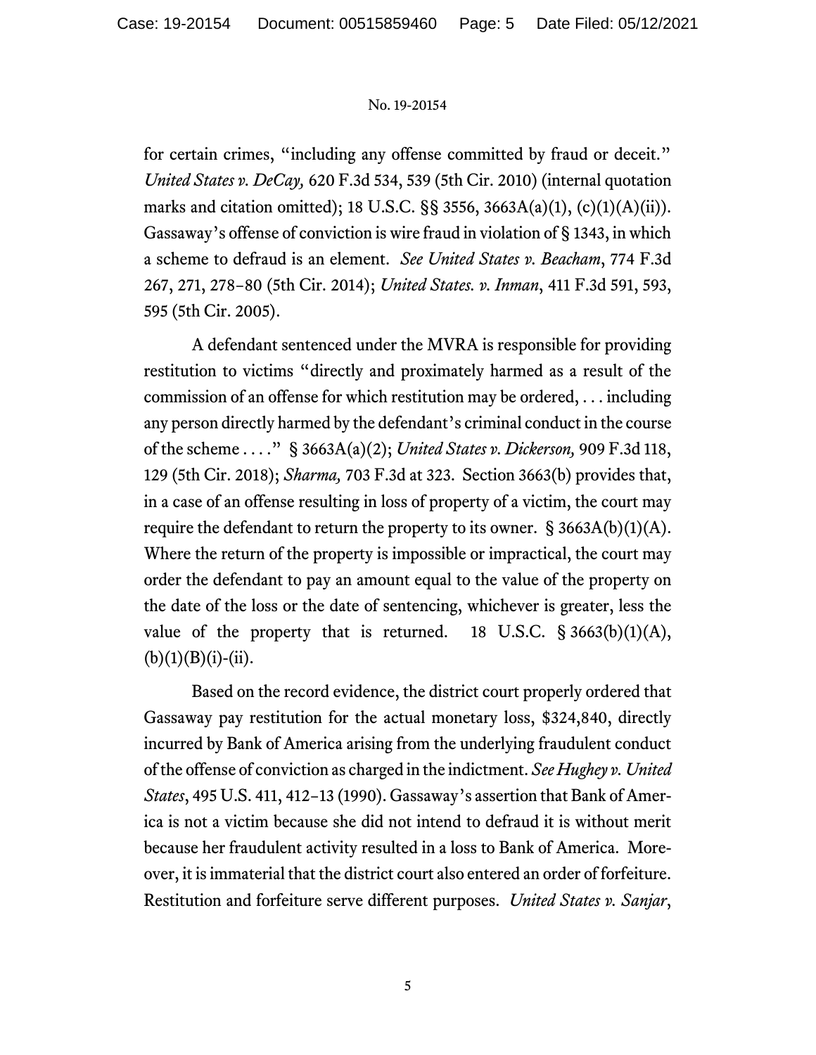for certain crimes, "including any offense committed by fraud or deceit." *United States v. DeCay,* 620 F.3d 534, 539 (5th Cir. 2010) (internal quotation marks and citation omitted); 18 U.S.C. §§ 3556, 3663A(a)(1), (c)(1)(A)(ii)). Gassaway's offense of conviction is wire fraud in violation of § 1343, in which a scheme to defraud is an element. *See United States v. Beacham*, 774 F.3d 267, 271, 278–80 (5th Cir. 2014); *United States. v. Inman*, 411 F.3d 591, 593, 595 (5th Cir. 2005).

A defendant sentenced under the MVRA is responsible for providing restitution to victims "directly and proximately harmed as a result of the commission of an offense for which restitution may be ordered, . . . including any person directly harmed by the defendant's criminal conduct in the course of the scheme . . . ." § 3663A(a)(2); *United States v. Dickerson,* 909 F.3d 118, 129 (5th Cir. 2018); *Sharma,* 703 F.3d at 323. Section 3663(b) provides that, in a case of an offense resulting in loss of property of a victim, the court may require the defendant to return the property to its owner. § 3663A(b)(1)(A). Where the return of the property is impossible or impractical, the court may order the defendant to pay an amount equal to the value of the property on the date of the loss or the date of sentencing, whichever is greater, less the value of the property that is returned. 18 U.S.C. § 3663(b)(1)(A), (b)(1)(B)(i)-(ii).

Based on the record evidence, the district court properly ordered that Gassaway pay restitution for the actual monetary loss, $324,840, directly incurred by Bank of America arising from the underlying fraudulent conduct of the offense of conviction as charged in the indictment. *See Hughey v. United States*, 495 U.S. 411, 412–13 (1990). Gassaway's assertion that Bank of America is not a victim because she did not intend to defraud it is without merit because her fraudulent activity resulted in a loss to Bank of America. Moreover, it is immaterial that the district court also entered an order of forfeiture. Restitution and forfeiture serve different purposes. *United States v. Sanjar*,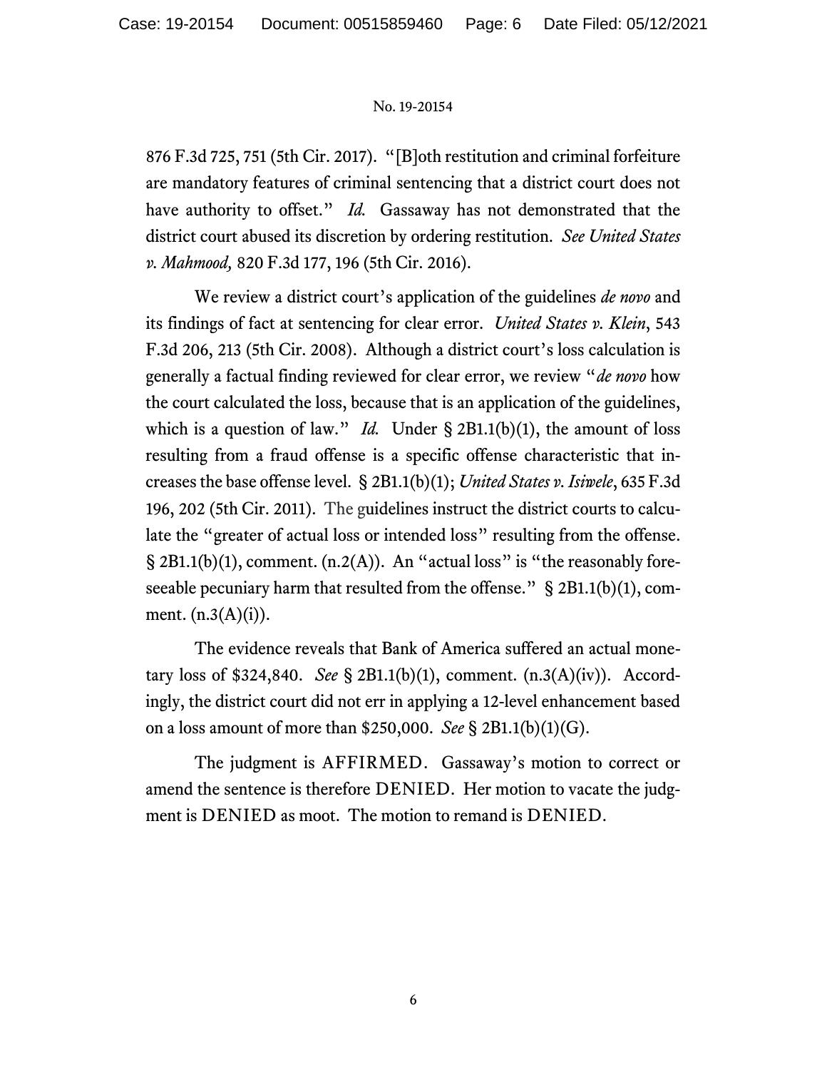876 F.3d 725, 751 (5th Cir. 2017). "[B]oth restitution and criminal forfeiture are mandatory features of criminal sentencing that a district court does not have authority to offset." *Id.* Gassaway has not demonstrated that the district court abused its discretion by ordering restitution. *See United States v. Mahmood,* 820 F.3d 177, 196 (5th Cir. 2016).

We review a district court's application of the guidelines *de novo* and its findings of fact at sentencing for clear error. *United States v. Klein*, 543 F.3d 206, 213 (5th Cir. 2008). Although a district court's loss calculation is generally a factual finding reviewed for clear error, we review "*de novo* how the court calculated the loss, because that is an application of the guidelines, which is a question of law." *Id.* Under § 2B1.1(b)(1), the amount of loss resulting from a fraud offense is a specific offense characteristic that increases the base offense level. § 2B1.1(b)(1); *United States v. Isiwele*, 635 F.3d 196, 202 (5th Cir. 2011). The guidelines instruct the district courts to calculate the "greater of actual loss or intended loss" resulting from the offense. § 2B1.1(b)(1), comment. (n.2(A)). An "actual loss" is "the reasonably foreseeable pecuniary harm that resulted from the offense." § 2B1.1(b)(1), comment. (n.3(A)(i)).

The evidence reveals that Bank of America suffered an actual monetary loss of $324,840. *See* § 2B1.1(b)(1), comment. (n.3(A)(iv)). Accordingly, the district court did not err in applying a 12-level enhancement based on a loss amount of more than $250,000. *See* § 2B1.1(b)(1)(G).

The judgment is AFFIRMED. Gassaway's motion to correct or amend the sentence is therefore DENIED. Her motion to vacate the judgment is DENIED as moot. The motion to remand is DENIED.